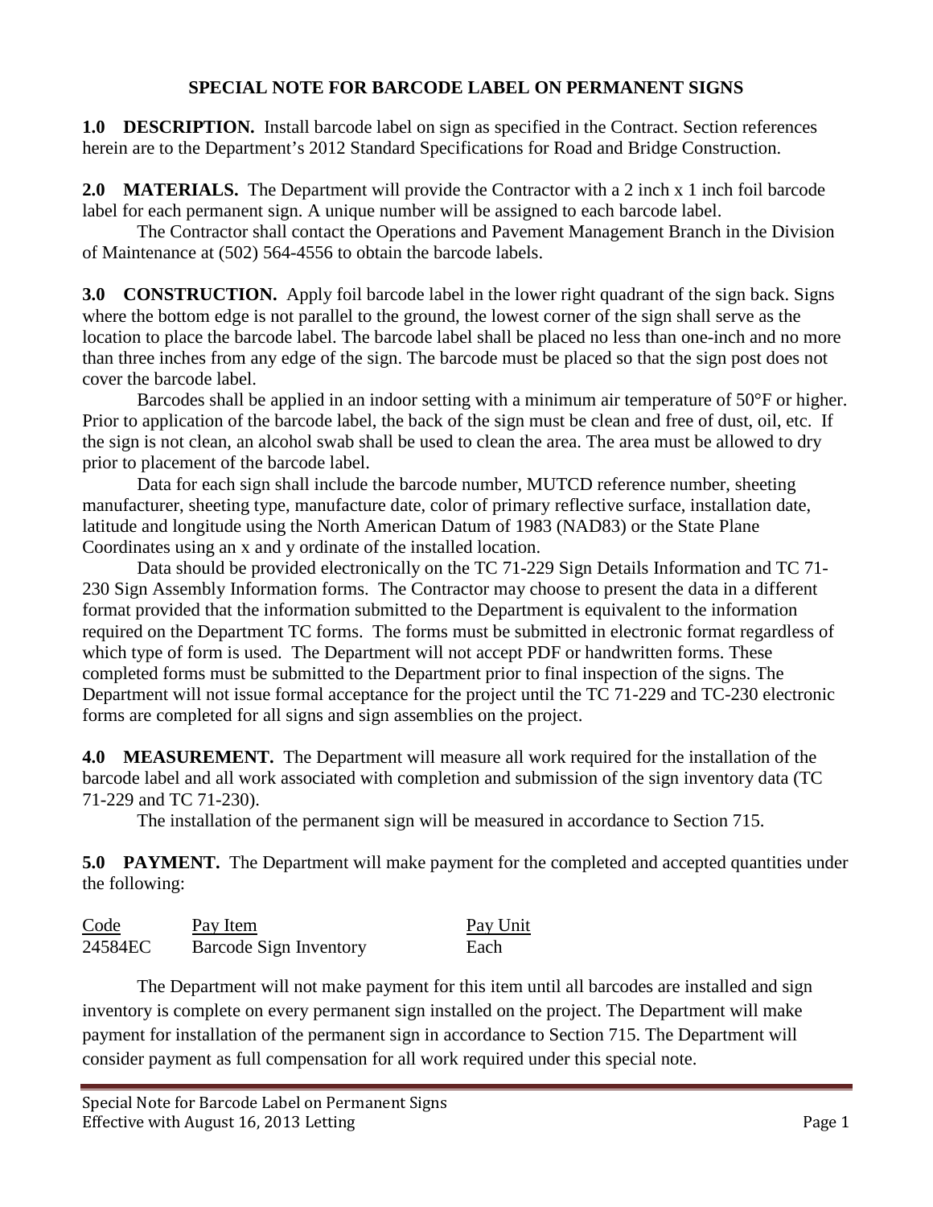# SPECIAL NOTE FOR BARCODE LABEL ON PERMANENT SIGNS

**1.0 DESCRIPTION.** Install barcode label on sign as specified in the Contract. Section references herein are to the Department's 2012 Standard Specifications for Road and Bridge Construction.

**2.0 MATERIALS.** The Department will provide the Contractor with a 2 inch x 1 inch foil barcode label for each permanent sign. A unique number will be assigned to each barcode label.

The Contractor shall contact the Operations and Pavement Management Branch in the Division of Maintenance at (502) 564-4556 to obtain the barcode labels.

**3.0 CONSTRUCTION.** Apply foil barcode label in the lower right quadrant of the sign back. Signs where the bottom edge is not parallel to the ground, the lowest corner of the sign shall serve as the location to place the barcode label. The barcode label shall be placed no less than one-inch and no more than three inches from any edge of the sign. The barcode must be placed so that the sign post does not cover the barcode label.

Barcodes shall be applied in an indoor setting with a minimum air temperature of 50°F or higher. Prior to application of the barcode label, the back of the sign must be clean and free of dust, oil, etc. If the sign is not clean, an alcohol swab shall be used to clean the area. The area must be allowed to dry prior to placement of the barcode label.

Data for each sign shall include the barcode number, MUTCD reference number, sheeting manufacturer, sheeting type, manufacture date, color of primary reflective surface, installation date, latitude and longitude using the North American Datum of 1983 (NAD83) or the State Plane Coordinates using an x and y ordinate of the installed location.

Data should be provided electronically on the TC 71-229 Sign Details Information and TC 71-230 Sign Assembly Information forms. The Contractor may choose to present the data in a different format provided that the information submitted to the Department is equivalent to the information required on the Department TC forms. The forms must be submitted in electronic format regardless of which type of form is used. The Department will not accept PDF or handwritten forms. These completed forms must be submitted to the Department prior to final inspection of the signs. The Department will not issue formal acceptance for the project until the TC 71-229 and TC-230 electronic forms are completed for all signs and sign assemblies on the project.

**4.0 MEASUREMENT.** The Department will measure all work required for the installation of the barcode label and all work associated with completion and submission of the sign inventory data (TC 71-229 and TC 71-230).

The installation of the permanent sign will be measured in accordance to Section 715.

**5.0 PAYMENT.** The Department will make payment for the completed and accepted quantities under the following:

| Code | Pay Item | Pay Unit |
|---|---|---|
| 24584EC | Barcode Sign Inventory | Each |

The Department will not make payment for this item until all barcodes are installed and sign inventory is complete on every permanent sign installed on the project. The Department will make payment for installation of the permanent sign in accordance to Section 715. The Department will consider payment as full compensation for all work required under this special note.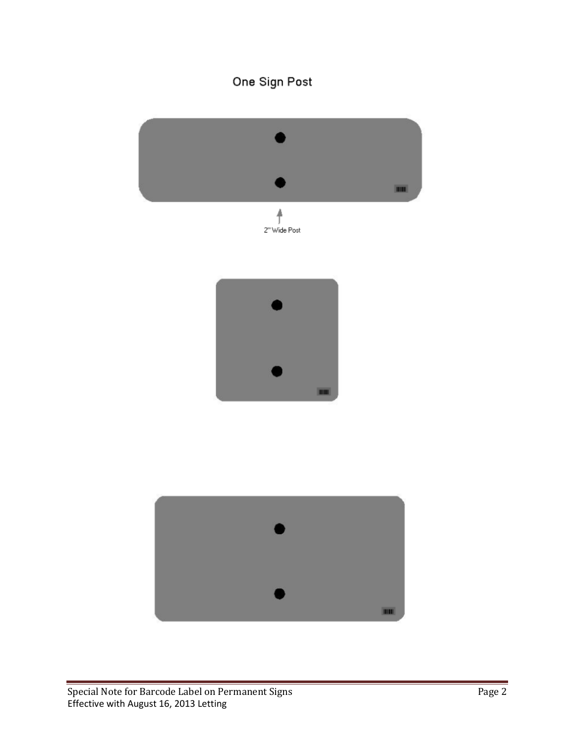One Sign Post

2" Wide Post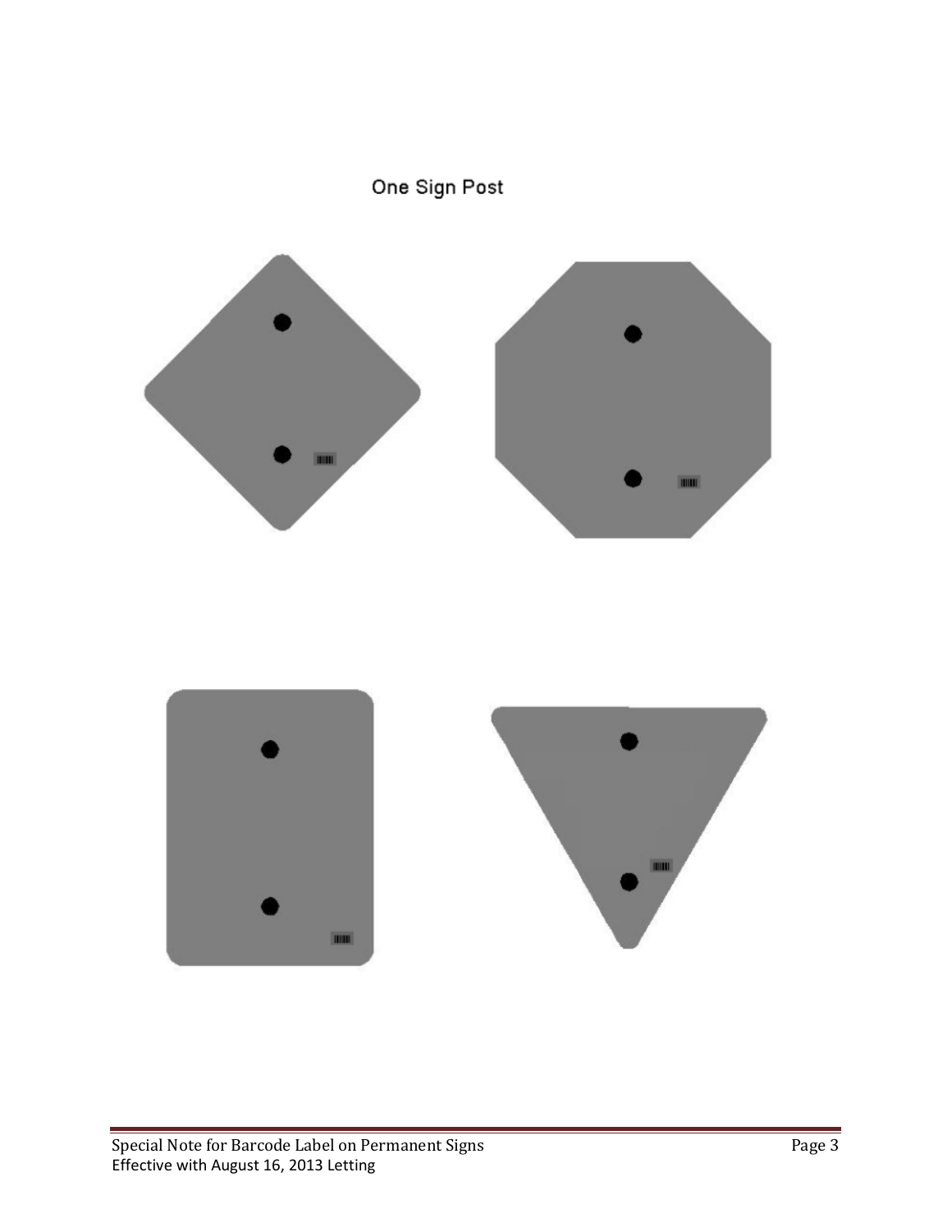One Sign Post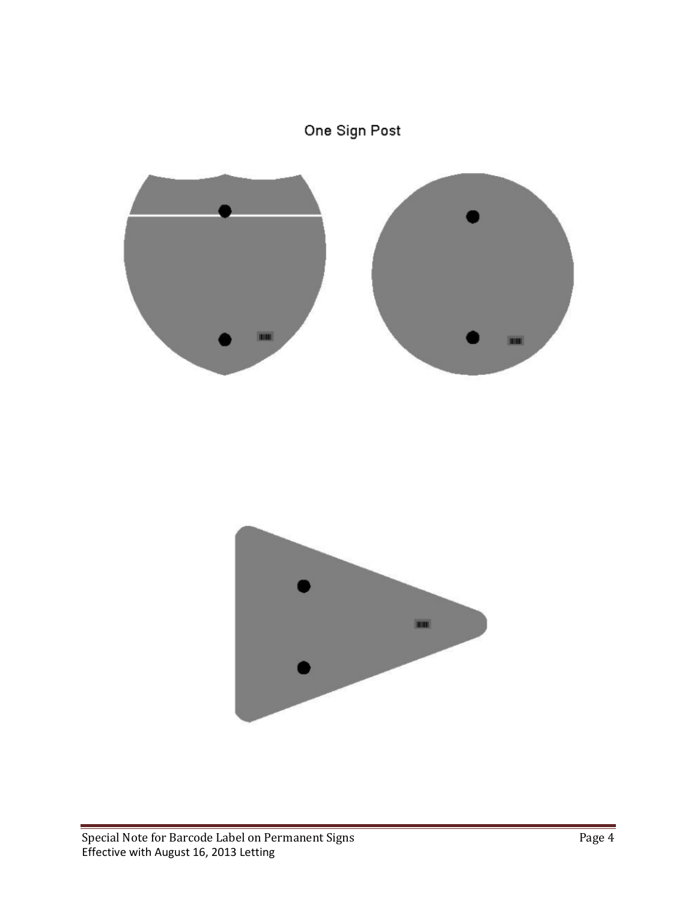One Sign Post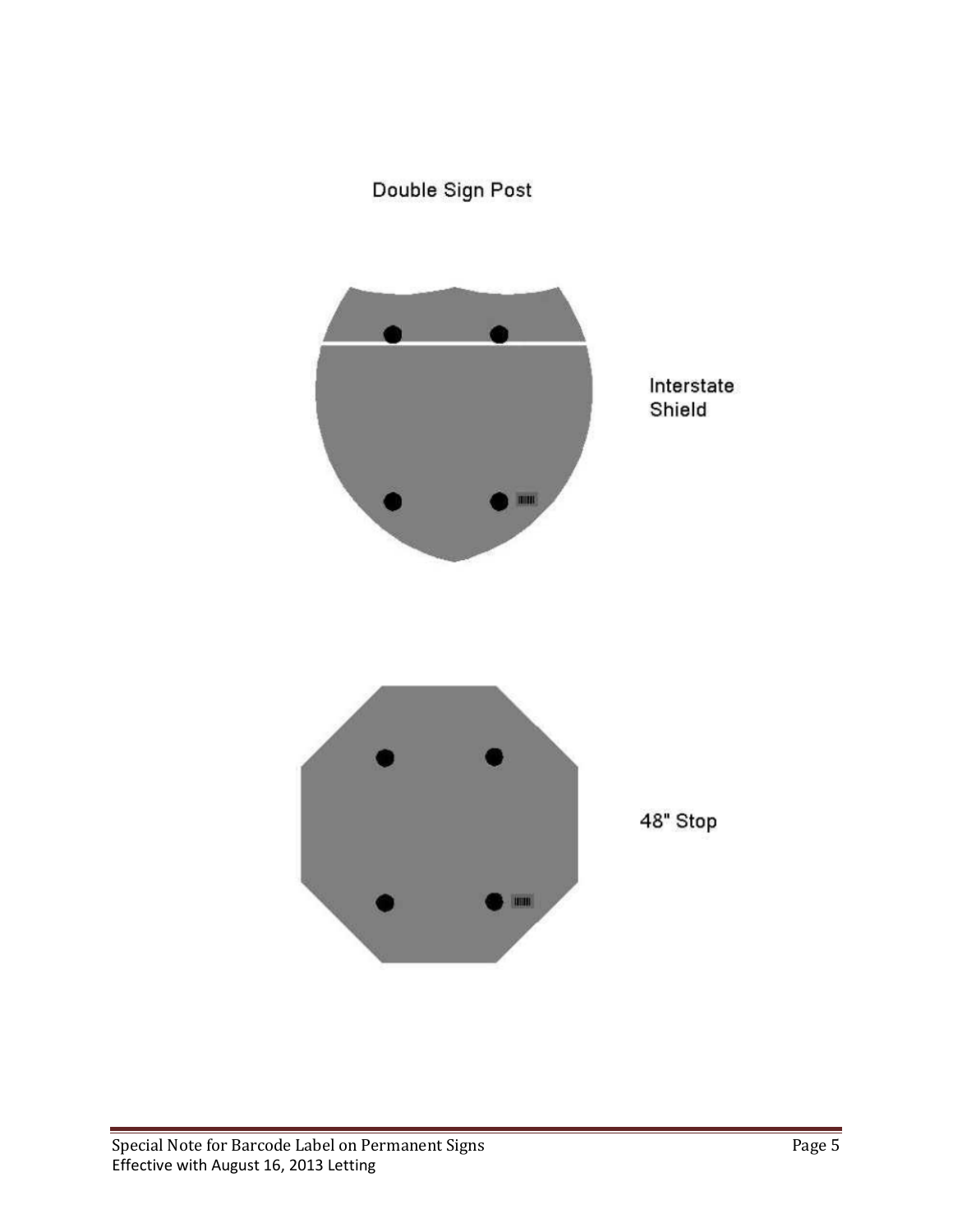Double Sign Post

Interstate Shield

48" Stop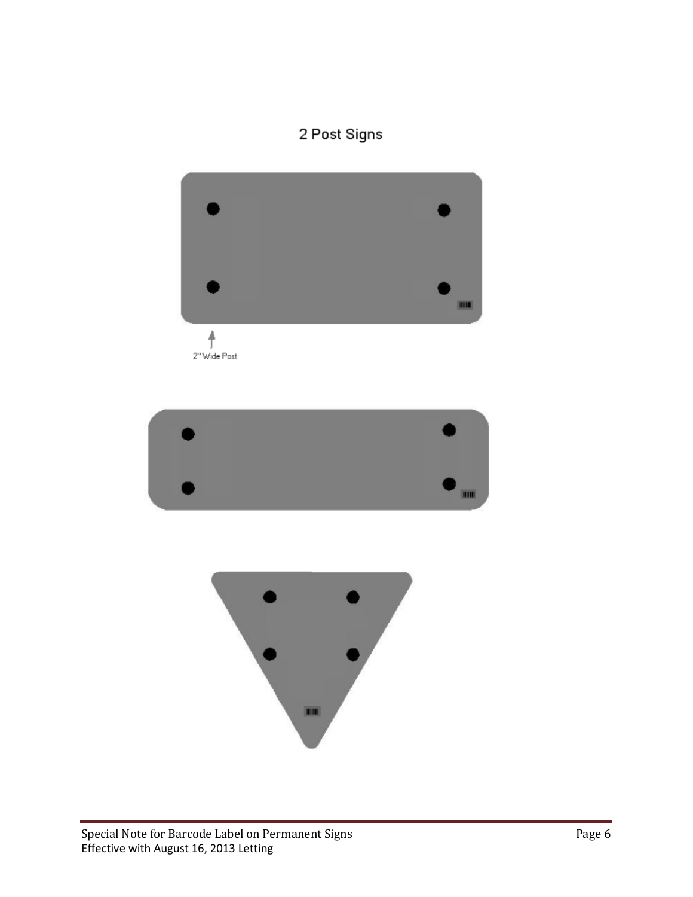## 2 Post Signs

2" Wide Post